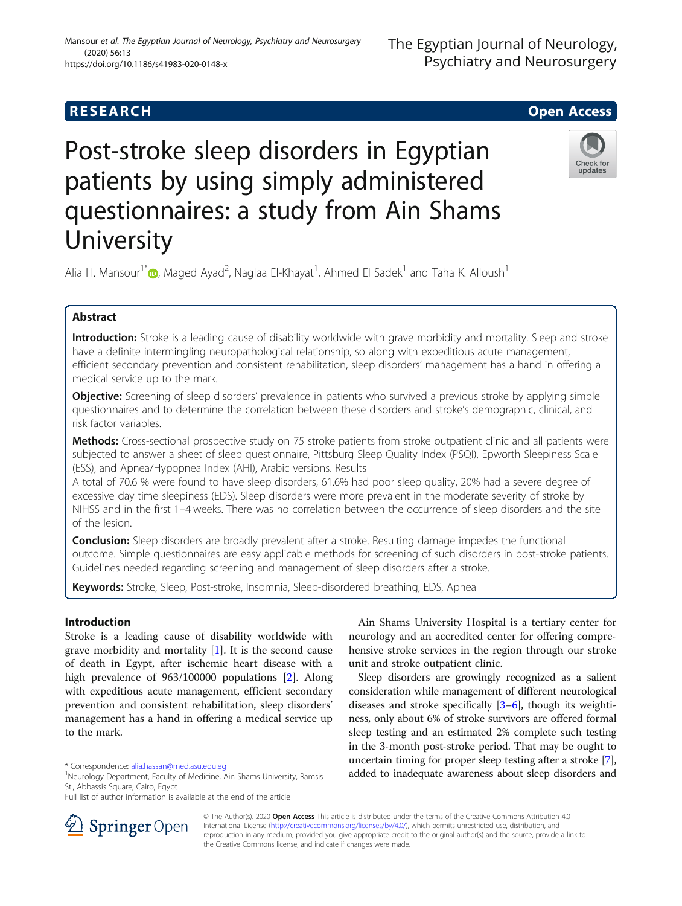RESEARCH Open Access

# Post-stroke sleep disorders in Egyptian patients by using simply administered questionnaires: a study from Ain Shams University

Alia H. Mansour[1*], Maged Ayad[2], Naglaa El-Khayat[1], Ahmed El Sadek[1] and Taha K. Alloush[1]

## Abstract

**Introduction:** Stroke is a leading cause of disability worldwide with grave morbidity and mortality. Sleep and stroke have a definite intermingling neuropathological relationship, so along with expeditious acute management, efficient secondary prevention and consistent rehabilitation, sleep disorders' management has a hand in offering a medical service up to the mark.

**Objective:** Screening of sleep disorders' prevalence in patients who survived a previous stroke by applying simple questionnaires and to determine the correlation between these disorders and stroke's demographic, clinical, and risk factor variables.

**Methods:** Cross-sectional prospective study on 75 stroke patients from stroke outpatient clinic and all patients were subjected to answer a sheet of sleep questionnaire, Pittsburg Sleep Quality Index (PSQI), Epworth Sleepiness Scale (ESS), and Apnea/Hypopnea Index (AHI), Arabic versions. Results

A total of 70.6 % were found to have sleep disorders, 61.6% had poor sleep quality, 20% had a severe degree of excessive day time sleepiness (EDS). Sleep disorders were more prevalent in the moderate severity of stroke by NIHSS and in the first 1–4 weeks. There was no correlation between the occurrence of sleep disorders and the site of the lesion.

**Conclusion:** Sleep disorders are broadly prevalent after a stroke. Resulting damage impedes the functional outcome. Simple questionnaires are easy applicable methods for screening of such disorders in post-stroke patients. Guidelines needed regarding screening and management of sleep disorders after a stroke.

**Keywords:** Stroke, Sleep, Post-stroke, Insomnia, Sleep-disordered breathing, EDS, Apnea

## Introduction

Stroke is a leading cause of disability worldwide with grave morbidity and mortality [1]. It is the second cause of death in Egypt, after ischemic heart disease with a high prevalence of 963/100000 populations [2]. Along with expeditious acute management, efficient secondary prevention and consistent rehabilitation, sleep disorders' management has a hand in offering a medical service up to the mark.

Ain Shams University Hospital is a tertiary center for neurology and an accredited center for offering comprehensive stroke services in the region through our stroke unit and stroke outpatient clinic.

Sleep disorders are growingly recognized as a salient consideration while management of different neurological diseases and stroke specifically [3–6], though its weightiness, only about 6% of stroke survivors are offered formal sleep testing and an estimated 2% complete such testing in the 3-month post-stroke period. That may be ought to uncertain timing for proper sleep testing after a stroke [7], added to inadequate awareness about sleep disorders and

\* Correspondence: alia.hassan@med.asu.edu.eg
[1]Neurology Department, Faculty of Medicine, Ain Shams University, Ramsis St., Abbassis Square, Cairo, Egypt
Full list of author information is available at the end of the article

© The Author(s). 2020 **Open Access** This article is distributed under the terms of the Creative Commons Attribution 4.0 International License (http://creativecommons.org/licenses/by/4.0/), which permits unrestricted use, distribution, and reproduction in any medium, provided you give appropriate credit to the original author(s) and the source, provide a link to the Creative Commons license, and indicate if changes were made.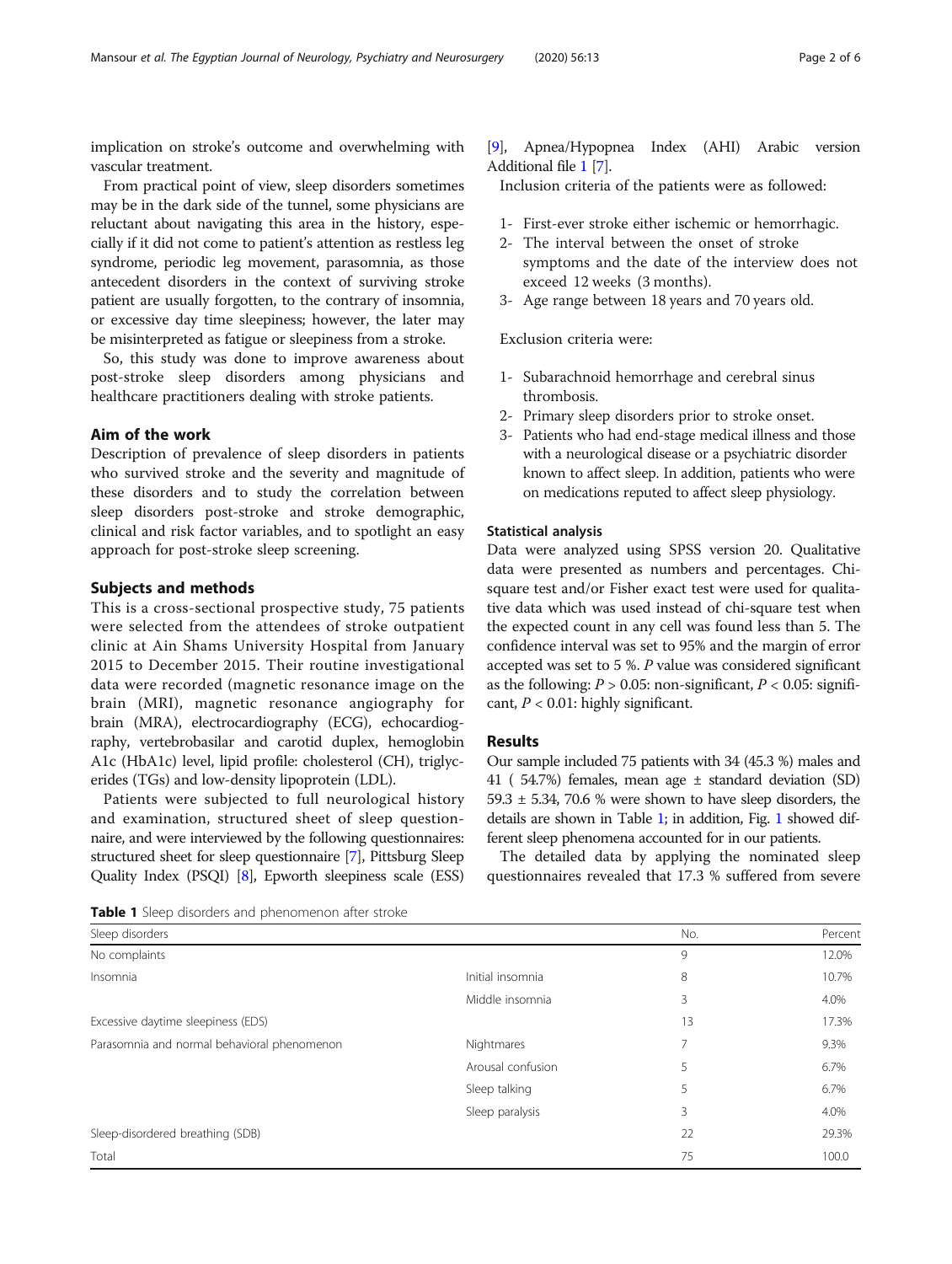implication on stroke's outcome and overwhelming with vascular treatment.

From practical point of view, sleep disorders sometimes may be in the dark side of the tunnel, some physicians are reluctant about navigating this area in the history, especially if it did not come to patient's attention as restless leg syndrome, periodic leg movement, parasomnia, as those antecedent disorders in the context of surviving stroke patient are usually forgotten, to the contrary of insomnia, or excessive day time sleepiness; however, the later may be misinterpreted as fatigue or sleepiness from a stroke.

So, this study was done to improve awareness about post-stroke sleep disorders among physicians and healthcare practitioners dealing with stroke patients.

## Aim of the work

Description of prevalence of sleep disorders in patients who survived stroke and the severity and magnitude of these disorders and to study the correlation between sleep disorders post-stroke and stroke demographic, clinical and risk factor variables, and to spotlight an easy approach for post-stroke sleep screening.

## Subjects and methods

This is a cross-sectional prospective study, 75 patients were selected from the attendees of stroke outpatient clinic at Ain Shams University Hospital from January 2015 to December 2015. Their routine investigational data were recorded (magnetic resonance image on the brain (MRI), magnetic resonance angiography for brain (MRA), electrocardiography (ECG), echocardiography, vertebrobasilar and carotid duplex, hemoglobin A1c (HbA1c) level, lipid profile: cholesterol (CH), triglycerides (TGs) and low-density lipoprotein (LDL).

Patients were subjected to full neurological history and examination, structured sheet of sleep questionnaire, and were interviewed by the following questionnaires: structured sheet for sleep questionnaire [7], Pittsburg Sleep Quality Index (PSQI) [8], Epworth sleepiness scale (ESS) [9], Apnea/Hypopnea Index (AHI) Arabic version Additional file 1 [7].

Inclusion criteria of the patients were as followed:

1- First-ever stroke either ischemic or hemorrhagic.
2- The interval between the onset of stroke symptoms and the date of the interview does not exceed 12 weeks (3 months).
3- Age range between 18 years and 70 years old.

Exclusion criteria were:

1- Subarachnoid hemorrhage and cerebral sinus thrombosis.
2- Primary sleep disorders prior to stroke onset.
3- Patients who had end-stage medical illness and those with a neurological disease or a psychiatric disorder known to affect sleep. In addition, patients who were on medications reputed to affect sleep physiology.

### Statistical analysis

Data were analyzed using SPSS version 20. Qualitative data were presented as numbers and percentages. Chi-square test and/or Fisher exact test were used for qualitative data which was used instead of chi-square test when the expected count in any cell was found less than 5. The confidence interval was set to 95% and the margin of error accepted was set to 5 %. P value was considered significant as the following: $P > 0.05$: non-significant, $P < 0.05$: significant, $P < 0.01$: highly significant.

## Results

Our sample included 75 patients with 34 (45.3 %) males and 41 ( 54.7%) females, mean age ± standard deviation (SD) 59.3 ± 5.34, 70.6 % were shown to have sleep disorders, the details are shown in Table 1; in addition, Fig. 1 showed different sleep phenomena accounted for in our patients.

The detailed data by applying the nominated sleep questionnaires revealed that 17.3 % suffered from severe

**Table 1** Sleep disorders and phenomenon after stroke

| Sleep disorders | | No. | Percent |
|---|---|---|---|
| No complaints | | 9 | 12.0% |
| Insomnia | Initial insomnia | 8 | 10.7% |
| | Middle insomnia | 3 | 4.0% |
| Excessive daytime sleepiness (EDS) | | 13 | 17.3% |
| Parasomnia and normal behavioral phenomenon | Nightmares | 7 | 9.3% |
| | Arousal confusion | 5 | 6.7% |
| | Sleep talking | 5 | 6.7% |
| | Sleep paralysis | 3 | 4.0% |
| Sleep-disordered breathing (SDB) | | 22 | 29.3% |
| Total | | 75 | 100.0 |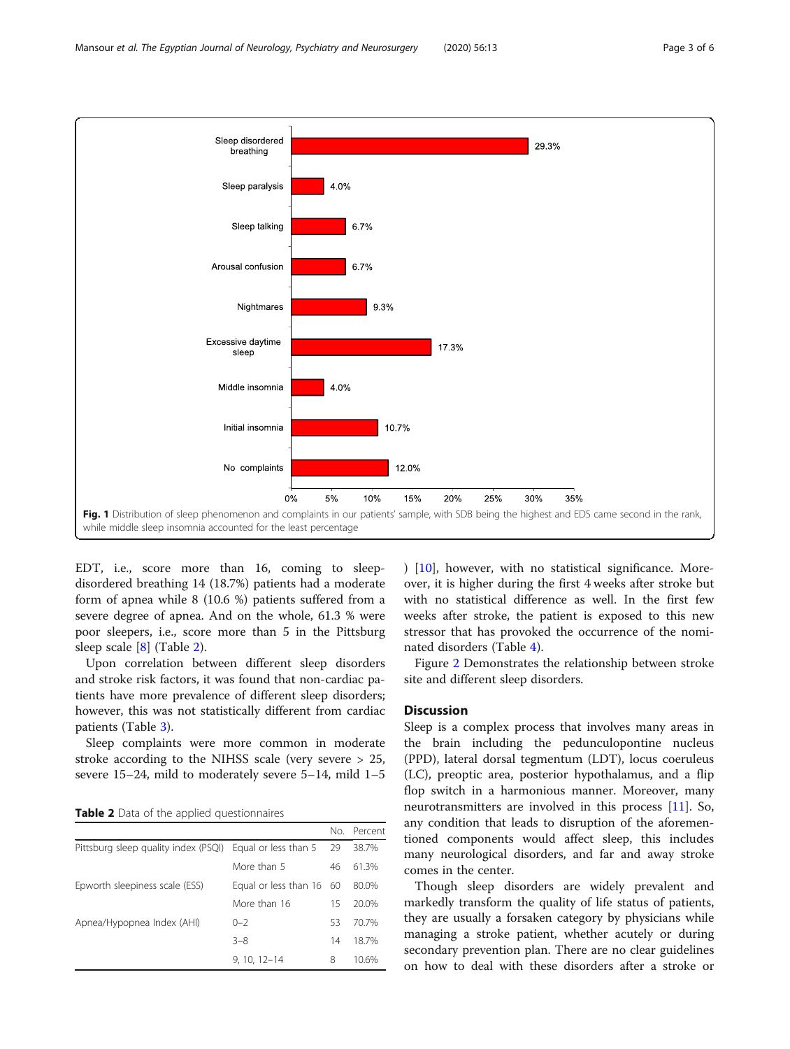Sleep disordered breathing 29.3%
Sleep paralysis 4.0%
Sleep talking 6.7%
Arousal confusion 6.7%
Nightmares 9.3%
Excessive daytime sleep 17.3%
Middle insomnia 4.0%
Initial insomnia 10.7%
No complaints 12.0%

**Fig. 1** Distribution of sleep phenomenon and complaints in our patients' sample, with SDB being the highest and EDS came second in the rank, while middle sleep insomnia accounted for the least percentage

EDT, i.e., score more than 16, coming to sleep-disordered breathing 14 (18.7%) patients had a moderate form of apnea while 8 (10.6 %) patients suffered from a severe degree of apnea. And on the whole, 61.3 % were poor sleepers, i.e., score more than 5 in the Pittsburg sleep scale [8] (Table 2).

Upon correlation between different sleep disorders and stroke risk factors, it was found that non-cardiac patients have more prevalence of different sleep disorders; however, this was not statistically different from cardiac patients (Table 3).

Sleep complaints were more common in moderate stroke according to the NIHSS scale (very severe > 25, severe 15–24, mild to moderately severe 5–14, mild 1–5 ) [10], however, with no statistical significance. Moreover, it is higher during the first 4 weeks after stroke but with no statistical difference as well. In the first few weeks after stroke, the patient is exposed to this new stressor that has provoked the occurrence of the nominated disorders (Table 4).

**Table 2** Data of the applied questionnaires

| | | No. | Percent |
|---|---|---|---|
| Pittsburg sleep quality index (PSQI) | Equal or less than 5 | 29 | 38.7% |
| | More than 5 | 46 | 61.3% |
| Epworth sleepiness scale (ESS) | Equal or less than 16 | 60 | 80.0% |
| | More than 16 | 15 | 20.0% |
| Apnea/Hypopnea Index (AHI) | 0–2 | 53 | 70.7% |
| | 3–8 | 14 | 18.7% |
| | 9, 10, 12–14 | 8 | 10.6% |

Figure 2 Demonstrates the relationship between stroke site and different sleep disorders.

## Discussion

Sleep is a complex process that involves many areas in the brain including the pedunculopontine nucleus (PPD), lateral dorsal tegmentum (LDT), locus coeruleus (LC), preoptic area, posterior hypothalamus, and a flip flop switch in a harmonious manner. Moreover, many neurotransmitters are involved in this process [11]. So, any condition that leads to disruption of the aforementioned components would affect sleep, this includes many neurological disorders, and far and away stroke comes in the center.

Though sleep disorders are widely prevalent and markedly transform the quality of life status of patients, they are usually a forsaken category by physicians while managing a stroke patient, whether acutely or during secondary prevention plan. There are no clear guidelines on how to deal with these disorders after a stroke or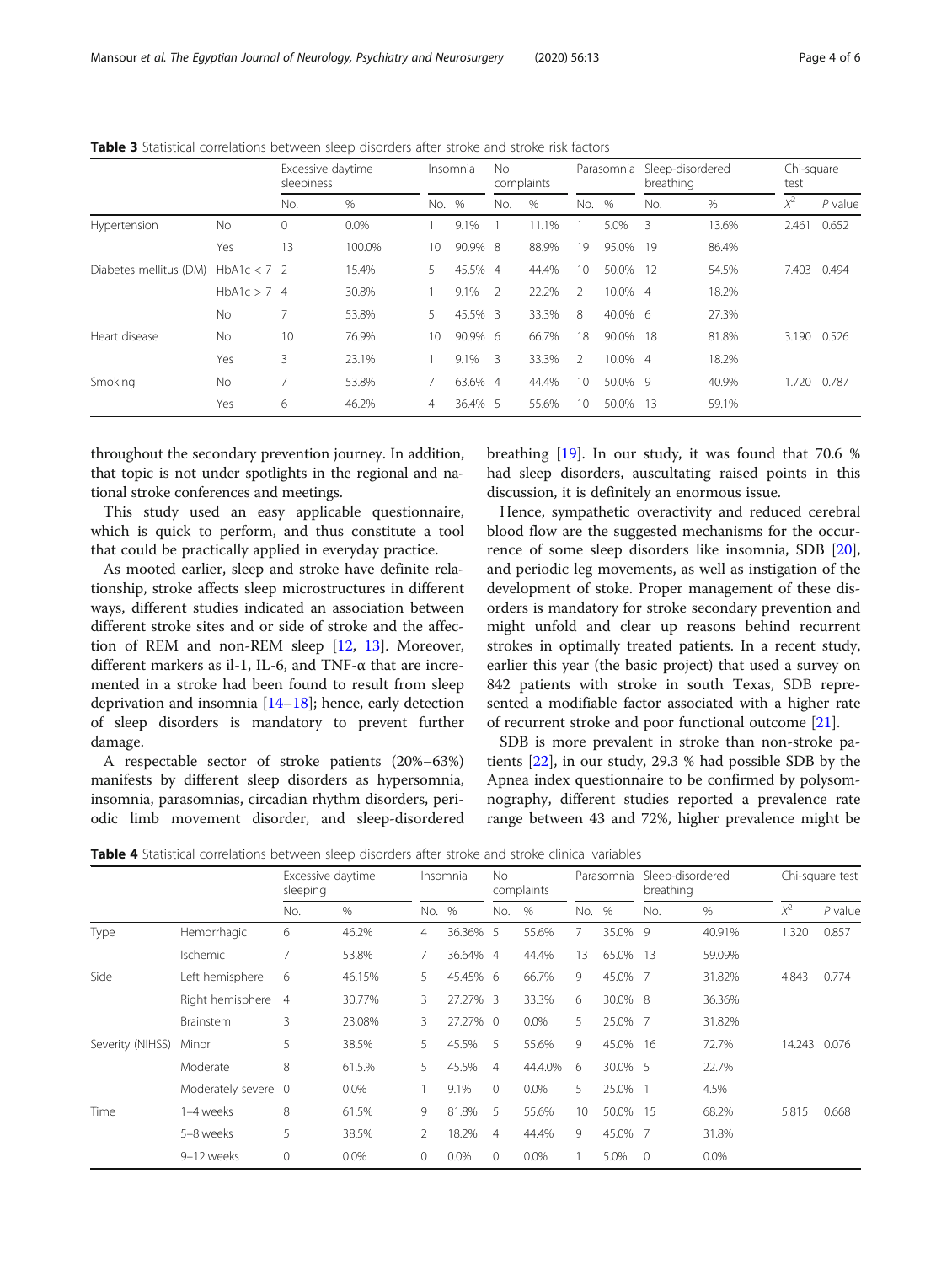**Table 3** Statistical correlations between sleep disorders after stroke and stroke risk factors

| | | Excessive daytime sleepiness | | Insomnia | | No complaints | | Parasomnia | | Sleep-disordered breathing | | Chi-square test | |
|---|---|---|---|---|---|---|---|---|---|---|---|---|---|
| | | No. | % | No. | % | No. | % | No. | % | No. | % | $X^2$ | P value |
| Hypertension | No | 0 | 0.0% | 1 | 9.1% | 1 | 11.1% | 1 | 5.0% | 3 | 13.6% | 2.461 | 0.652 |
| | Yes | 13 | 100.0% | 10 | 90.9% | 8 | 88.9% | 19 | 95.0% | 19 | 86.4% | | |
| Diabetes mellitus (DM) | HbA1c < 7 | 2 | 15.4% | 5 | 45.5% | 4 | 44.4% | 10 | 50.0% | 12 | 54.5% | 7.403 | 0.494 |
| | HbA1c > 7 | 4 | 30.8% | 1 | 9.1% | 2 | 22.2% | 2 | 10.0% | 4 | 18.2% | | |
| | No | 7 | 53.8% | 5 | 45.5% | 3 | 33.3% | 8 | 40.0% | 6 | 27.3% | | |
| Heart disease | No | 10 | 76.9% | 10 | 90.9% | 6 | 66.7% | 18 | 90.0% | 18 | 81.8% | 3.190 | 0.526 |
| | Yes | 3 | 23.1% | 1 | 9.1% | 3 | 33.3% | 2 | 10.0% | 4 | 18.2% | | |
| Smoking | No | 7 | 53.8% | 7 | 63.6% | 4 | 44.4% | 10 | 50.0% | 9 | 40.9% | 1.720 | 0.787 |
| | Yes | 6 | 46.2% | 4 | 36.4% | 5 | 55.6% | 10 | 50.0% | 13 | 59.1% | | |

throughout the secondary prevention journey. In addition, that topic is not under spotlights in the regional and national stroke conferences and meetings.

This study used an easy applicable questionnaire, which is quick to perform, and thus constitute a tool that could be practically applied in everyday practice.

As mooted earlier, sleep and stroke have definite relationship, stroke affects sleep microstructures in different ways, different studies indicated an association between different stroke sites and or side of stroke and the affection of REM and non-REM sleep [12, 13]. Moreover, different markers as il-1, IL-6, and TNF-α that are incremented in a stroke had been found to result from sleep deprivation and insomnia [14–18]; hence, early detection of sleep disorders is mandatory to prevent further damage.

A respectable sector of stroke patients (20%–63%) manifests by different sleep disorders as hypersomnia, insomnia, parasomnias, circadian rhythm disorders, periodic limb movement disorder, and sleep-disordered breathing [19]. In our study, it was found that 70.6 % had sleep disorders, auscultating raised points in this discussion, it is definitely an enormous issue.

Hence, sympathetic overactivity and reduced cerebral blood flow are the suggested mechanisms for the occurrence of some sleep disorders like insomnia, SDB [20], and periodic leg movements, as well as instigation of the development of stoke. Proper management of these disorders is mandatory for stroke secondary prevention and might unfold and clear up reasons behind recurrent strokes in optimally treated patients. In a recent study, earlier this year (the basic project) that used a survey on 842 patients with stroke in south Texas, SDB represented a modifiable factor associated with a higher rate of recurrent stroke and poor functional outcome [21].

SDB is more prevalent in stroke than non-stroke patients [22], in our study, 29.3 % had possible SDB by the Apnea index questionnaire to be confirmed by polysomnography, different studies reported a prevalence rate range between 43 and 72%, higher prevalence might be

**Table 4** Statistical correlations between sleep disorders after stroke and stroke clinical variables

| | | Excessive daytime sleeping | | Insomnia | | No complaints | | Parasomnia | | Sleep-disordered breathing | | Chi-square test | |
|---|---|---|---|---|---|---|---|---|---|---|---|---|---|
| | | No. | % | No. | % | No. | % | No. | % | No. | % | $X^2$ | P value |
| Type | Hemorrhagic | 6 | 46.2% | 4 | 36.36% | 5 | 55.6% | 7 | 35.0% | 9 | 40.91% | 1.320 | 0.857 |
| | Ischemic | 7 | 53.8% | 7 | 36.64% | 4 | 44.4% | 13 | 65.0% | 13 | 59.09% | | |
| Side | Left hemisphere | 6 | 46.15% | 5 | 45.45% | 6 | 66.7% | 9 | 45.0% | 7 | 31.82% | 4.843 | 0.774 |
| | Right hemisphere | 4 | 30.77% | 3 | 27.27% | 3 | 33.3% | 6 | 30.0% | 8 | 36.36% | | |
| | Brainstem | 3 | 23.08% | 3 | 27.27% | 0 | 0.0% | 5 | 25.0% | 7 | 31.82% | | |
| Severity (NIHSS) | Minor | 5 | 38.5% | 5 | 45.5% | 5 | 55.6% | 9 | 45.0% | 16 | 72.7% | 14.243 | 0.076 |
| | Moderate | 8 | 61.5% | 5 | 45.5% | 4 | 44.4.0% | 6 | 30.0% | 5 | 22.7% | | |
| | Moderately severe | 0 | 0.0% | 1 | 9.1% | 0 | 0.0% | 5 | 25.0% | 1 | 4.5% | | |
| Time | 1–4 weeks | 8 | 61.5% | 9 | 81.8% | 5 | 55.6% | 10 | 50.0% | 15 | 68.2% | 5.815 | 0.668 |
| | 5–8 weeks | 5 | 38.5% | 2 | 18.2% | 4 | 44.4% | 9 | 45.0% | 7 | 31.8% | | |
| | 9–12 weeks | 0 | 0.0% | 0 | 0.0% | 0 | 0.0% | 1 | 5.0% | 0 | 0.0% | | |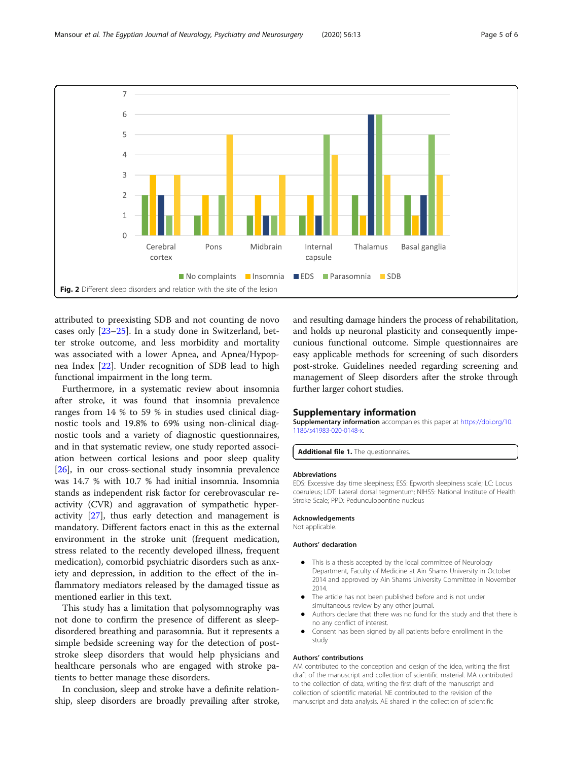Fig. 2 Different sleep disorders and relation with the site of the lesion

attributed to preexisting SDB and not counting de novo cases only [23–25]. In a study done in Switzerland, better stroke outcome, and less morbidity and mortality was associated with a lower Apnea, and Apnea/Hypopnea Index [22]. Under recognition of SDB lead to high functional impairment in the long term.

Furthermore, in a systematic review about insomnia after stroke, it was found that insomnia prevalence ranges from 14 % to 59 % in studies used clinical diagnostic tools and 19.8% to 69% using non-clinical diagnostic tools and a variety of diagnostic questionnaires, and in that systematic review, one study reported association between cortical lesions and poor sleep quality [26], in our cross-sectional study insomnia prevalence was 14.7 % with 10.7 % had initial insomnia. Insomnia stands as independent risk factor for cerebrovascular reactivity (CVR) and aggravation of sympathetic hyperactivity [27], thus early detection and management is mandatory. Different factors enact in this as the external environment in the stroke unit (frequent medication, stress related to the recently developed illness, frequent medication), comorbid psychiatric disorders such as anxiety and depression, in addition to the effect of the inflammatory mediators released by the damaged tissue as mentioned earlier in this text.

This study has a limitation that polysomnography was not done to confirm the presence of different as sleep-disordered breathing and parasomnia. But it represents a simple bedside screening way for the detection of post-stroke sleep disorders that would help physicians and healthcare personals who are engaged with stroke patients to better manage these disorders.

In conclusion, sleep and stroke have a definite relationship, sleep disorders are broadly prevailing after stroke, and resulting damage hinders the process of rehabilitation, and holds up neuronal plasticity and consequently impecunious functional outcome. Simple questionnaires are easy applicable methods for screening of such disorders post-stroke. Guidelines needed regarding screening and management of Sleep disorders after the stroke through further larger cohort studies.

## Supplementary information

**Supplementary information** accompanies this paper at https://doi.org/10.1186/s41983-020-0148-x.

**Additional file 1.** The questionnaires.

### Abbreviations

EDS: Excessive day time sleepiness; ESS: Epworth sleepiness scale; LC: Locus coeruleus; LDT: Lateral dorsal tegmentum; NIHSS: National Institute of Health Stroke Scale; PPD: Pedunculopontine nucleus

### Acknowledgements

Not applicable.

### Authors' declaration

- This is a thesis accepted by the local committee of Neurology Department, Faculty of Medicine at Ain Shams University in October 2014 and approved by Ain Shams University Committee in November 2014.
- The article has not been published before and is not under simultaneous review by any other journal.
- Authors declare that there was no fund for this study and that there is no any conflict of interest.
- Consent has been signed by all patients before enrollment in the study

### Authors' contributions

AM contributed to the conception and design of the idea, writing the first draft of the manuscript and collection of scientific material. MA contributed to the collection of data, writing the first draft of the manuscript and collection of scientific material. NE contributed to the revision of the manuscript and data analysis. AE shared in the collection of scientific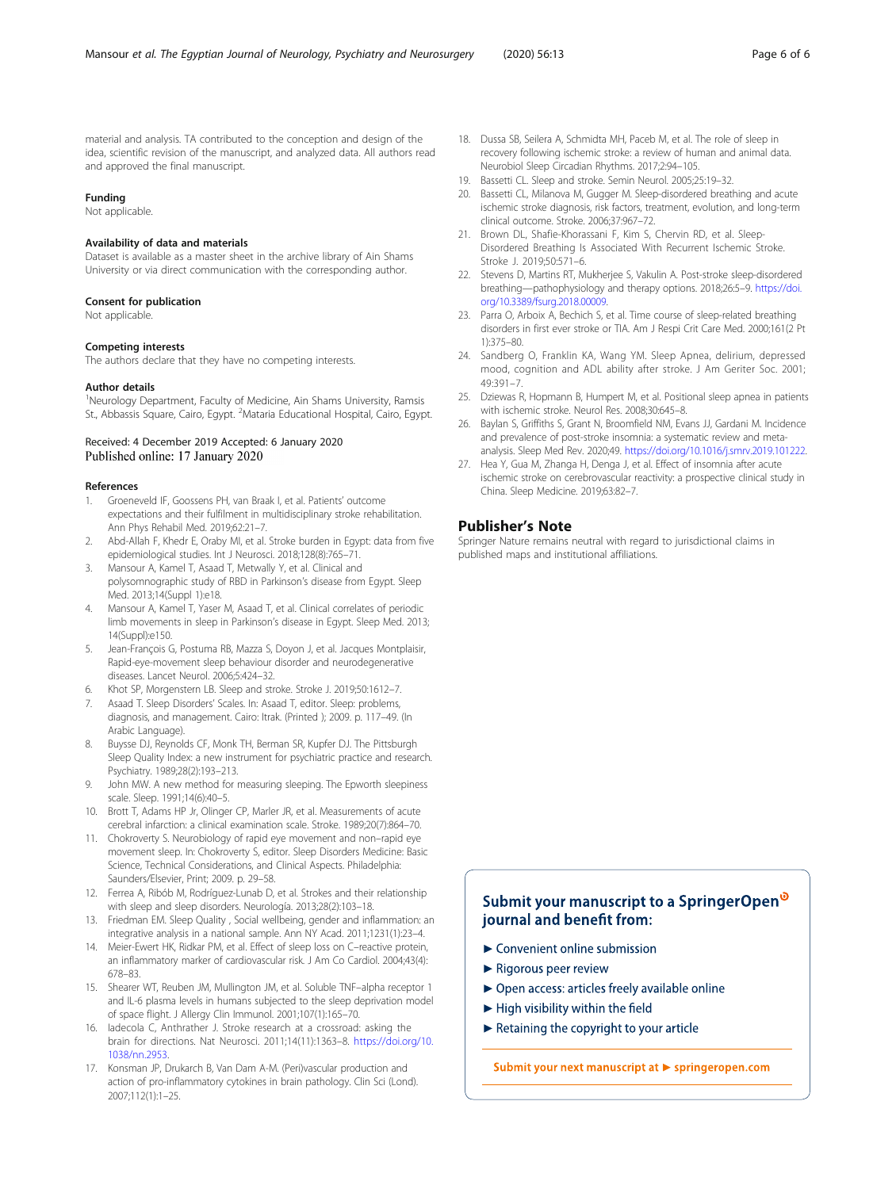material and analysis. TA contributed to the conception and design of the idea, scientific revision of the manuscript, and analyzed data. All authors read and approved the final manuscript.

### Funding

Not applicable.

### Availability of data and materials

Dataset is available as a master sheet in the archive library of Ain Shams University or via direct communication with the corresponding author.

### Consent for publication

Not applicable.

### Competing interests

The authors declare that they have no competing interests.

### Author details

[1]Neurology Department, Faculty of Medicine, Ain Shams University, Ramsis St., Abbassis Square, Cairo, Egypt. [2]Mataria Educational Hospital, Cairo, Egypt.

Received: 4 December 2019 Accepted: 6 January 2020
Published online: 17 January 2020

### References

1. Groeneveld IF, Goossens PH, van Braak I, et al. Patients' outcome expectations and their fulfilment in multidisciplinary stroke rehabilitation. Ann Phys Rehabil Med. 2019;62:21–7.
2. Abd-Allah F, Khedr E, Oraby MI, et al. Stroke burden in Egypt: data from five epidemiological studies. Int J Neurosci. 2018;128(8):765–71.
3. Mansour A, Kamel T, Asaad T, Metwally Y, et al. Clinical and polysomnographic study of RBD in Parkinson's disease from Egypt. Sleep Med. 2013;14(Suppl 1):e18.
4. Mansour A, Kamel T, Yaser M, Asaad T, et al. Clinical correlates of periodic limb movements in sleep in Parkinson's disease in Egypt. Sleep Med. 2013; 14(Suppl):e150.
5. Jean-François G, Postuma RB, Mazza S, Doyon J, et al. Jacques Montplaisir, Rapid-eye-movement sleep behaviour disorder and neurodegenerative diseases. Lancet Neurol. 2006;5:424–32.
6. Khot SP, Morgenstern LB. Sleep and stroke. Stroke J. 2019;50:1612–7.
7. Asaad T. Sleep Disorders' Scales. In: Asaad T, editor. Sleep: problems, diagnosis, and management. Cairo: Itrak. (Printed ); 2009. p. 117–49. (In Arabic Language).
8. Buysse DJ, Reynolds CF, Monk TH, Berman SR, Kupfer DJ. The Pittsburgh Sleep Quality Index: a new instrument for psychiatric practice and research. Psychiatry. 1989;28(2):193–213.
9. John MW. A new method for measuring sleeping. The Epworth sleepiness scale. Sleep. 1991;14(6):40–5.
10. Brott T, Adams HP Jr, Olinger CP, Marler JR, et al. Measurements of acute cerebral infarction: a clinical examination scale. Stroke. 1989;20(7):864–70.
11. Chokroverty S. Neurobiology of rapid eye movement and non–rapid eye movement sleep. In: Chokroverty S, editor. Sleep Disorders Medicine: Basic Science, Technical Considerations, and Clinical Aspects. Philadelphia: Saunders/Elsevier, Print; 2009. p. 29–58.
12. Ferrea A, Ribób M, Rodríguez-Lunab D, et al. Strokes and their relationship with sleep and sleep disorders. Neurología. 2013;28(2):103–18.
13. Friedman EM. Sleep Quality , Social wellbeing, gender and inflammation: an integrative analysis in a national sample. Ann NY Acad. 2011;1231(1):23–4.
14. Meier-Ewert HK, Ridkar PM, et al. Effect of sleep loss on C–reactive protein, an inflammatory marker of cardiovascular risk. J Am Co Cardiol. 2004;43(4): 678–83.
15. Shearer WT, Reuben JM, Mullington JM, et al. Soluble TNF–alpha receptor 1 and IL-6 plasma levels in humans subjected to the sleep deprivation model of space flight. J Allergy Clin Immunol. 2001;107(1):165–70.
16. Iadecola C, Anthrather J. Stroke research at a crossroad: asking the brain for directions. Nat Neurosci. 2011;14(11):1363–8. https://doi.org/10.1038/nn.2953.
17. Konsman JP, Drukarch B, Van Dam A-M. (Peri)vascular production and action of pro-inflammatory cytokines in brain pathology. Clin Sci (Lond). 2007;112(1):1–25.
18. Dussa SB, Seilera A, Schmidta MH, Paceb M, et al. The role of sleep in recovery following ischemic stroke: a review of human and animal data. Neurobiol Sleep Circadian Rhythms. 2017;2:94–105.
19. Bassetti CL. Sleep and stroke. Semin Neurol. 2005;25:19–32.
20. Bassetti CL, Milanova M, Gugger M. Sleep-disordered breathing and acute ischemic stroke diagnosis, risk factors, treatment, evolution, and long-term clinical outcome. Stroke. 2006;37:967–72.
21. Brown DL, Shafie-Khorassani F, Kim S, Chervin RD, et al. Sleep-Disordered Breathing Is Associated With Recurrent Ischemic Stroke. Stroke J. 2019;50:571–6.
22. Stevens D, Martins RT, Mukherjee S, Vakulin A. Post-stroke sleep-disordered breathing—pathophysiology and therapy options. 2018;26:5–9. https://doi.org/10.3389/fsurg.2018.00009.
23. Parra O, Arboix A, Bechich S, et al. Time course of sleep-related breathing disorders in first ever stroke or TIA. Am J Respi Crit Care Med. 2000;161(2 Pt 1):375–80.
24. Sandberg O, Franklin KA, Wang YM. Sleep Apnea, delirium, depressed mood, cognition and ADL ability after stroke. J Am Geriter Soc. 2001; 49:391–7.
25. Dziewas R, Hopmann B, Humpert M, et al. Positional sleep apnea in patients with ischemic stroke. Neurol Res. 2008;30:645–8.
26. Baylan S, Griffiths S, Grant N, Broomfield NM, Evans JJ, Gardani M. Incidence and prevalence of post-stroke insomnia: a systematic review and meta-analysis. Sleep Med Rev. 2020;49. https://doi.org/10.1016/j.smrv.2019.101222.
27. Hea Y, Gua M, Zhanga H, Denga J, et al. Effect of insomnia after acute ischemic stroke on cerebrovascular reactivity: a prospective clinical study in China. Sleep Medicine. 2019;63:82–7.

## Publisher's Note

Springer Nature remains neutral with regard to jurisdictional claims in published maps and institutional affiliations.

**Submit your manuscript to a SpringerOpen journal and benefit from:**

- Convenient online submission
- Rigorous peer review
- Open access: articles freely available online
- High visibility within the field
- Retaining the copyright to your article

Submit your next manuscript at ▶ springeropen.com